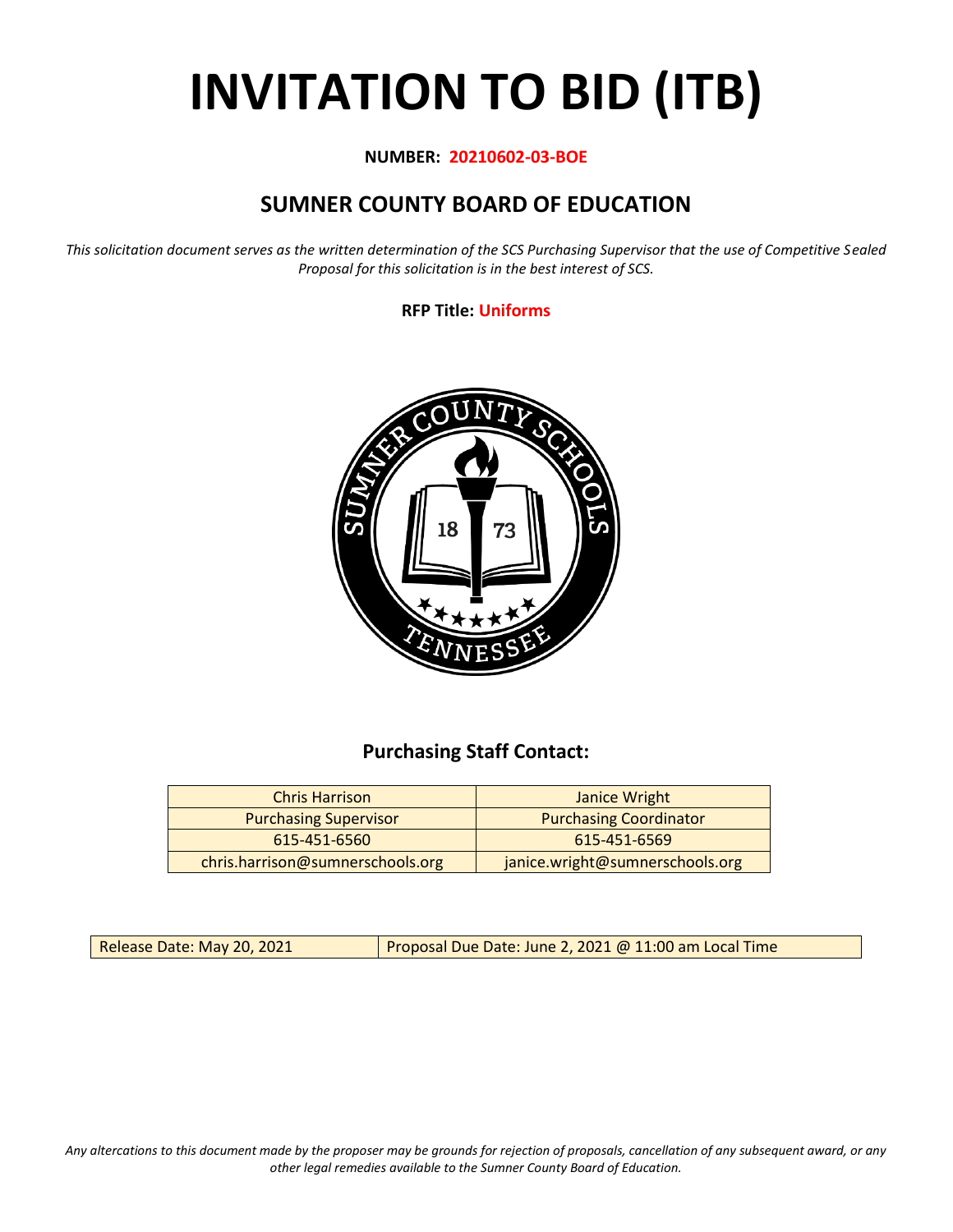# INVITATION TO BID (ITB)

**NUMBER: 20210602-03-BOE**

## SUMNER COUNTY BOARD OF EDUCATION

*This solicitation document serves as the written determination of the SCS Purchasing Supervisor that the use of Competitive Sealed Proposal for this solicitation is in the best interest of SCS.*

**RFP Title: Uniforms**

### Purchasing Staff Contact:

| Chris Harrison | Janice Wright |
|---|---|
| Purchasing Supervisor | Purchasing Coordinator |
| 615-451-6560 | 615-451-6569 |
| chris.harrison@sumnerschools.org | janice.wright@sumnerschools.org |

| Release Date: May 20, 2021 | Proposal Due Date: June 2, 2021 @ 11:00 am Local Time |
|---|---|

*Any altercations to this document made by the proposer may be grounds for rejection of proposals, cancellation of any subsequent award, or any other legal remedies available to the Sumner County Board of Education.*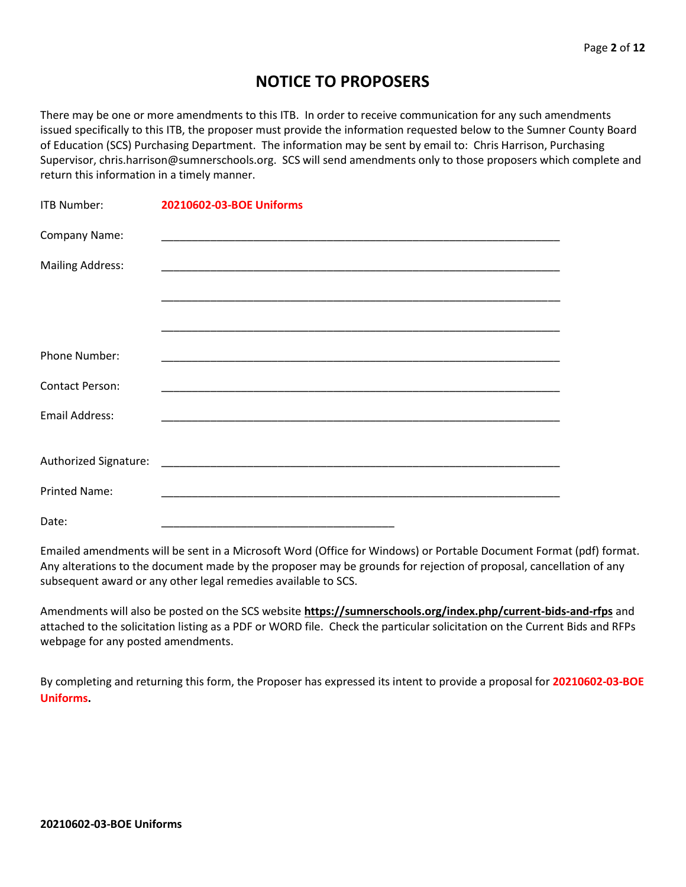# NOTICE TO PROPOSERS

There may be one or more amendments to this ITB. In order to receive communication for any such amendments issued specifically to this ITB, the proposer must provide the information requested below to the Sumner County Board of Education (SCS) Purchasing Department. The information may be sent by email to: Chris Harrison, Purchasing Supervisor, chris.harrison@sumnerschools.org. SCS will send amendments only to those proposers which complete and return this information in a timely manner.

ITB Number: **20210602-03-BOE Uniforms**

Company Name: ____________________________________________________________

Mailing Address: ____________________________________________________________

____________________________________________________________

____________________________________________________________

Phone Number: ____________________________________________________________

Contact Person: ____________________________________________________________

Email Address: ____________________________________________________________

Authorized Signature: ____________________________________________________________

Printed Name: ____________________________________________________________

Date: ____________________________________

Emailed amendments will be sent in a Microsoft Word (Office for Windows) or Portable Document Format (pdf) format. Any alterations to the document made by the proposer may be grounds for rejection of proposal, cancellation of any subsequent award or any other legal remedies available to SCS.

Amendments will also be posted on the SCS website **https://sumnerschools.org/index.php/current-bids-and-rfps** and attached to the solicitation listing as a PDF or WORD file. Check the particular solicitation on the Current Bids and RFPs webpage for any posted amendments.

By completing and returning this form, the Proposer has expressed its intent to provide a proposal for **20210602-03-BOE Uniforms.**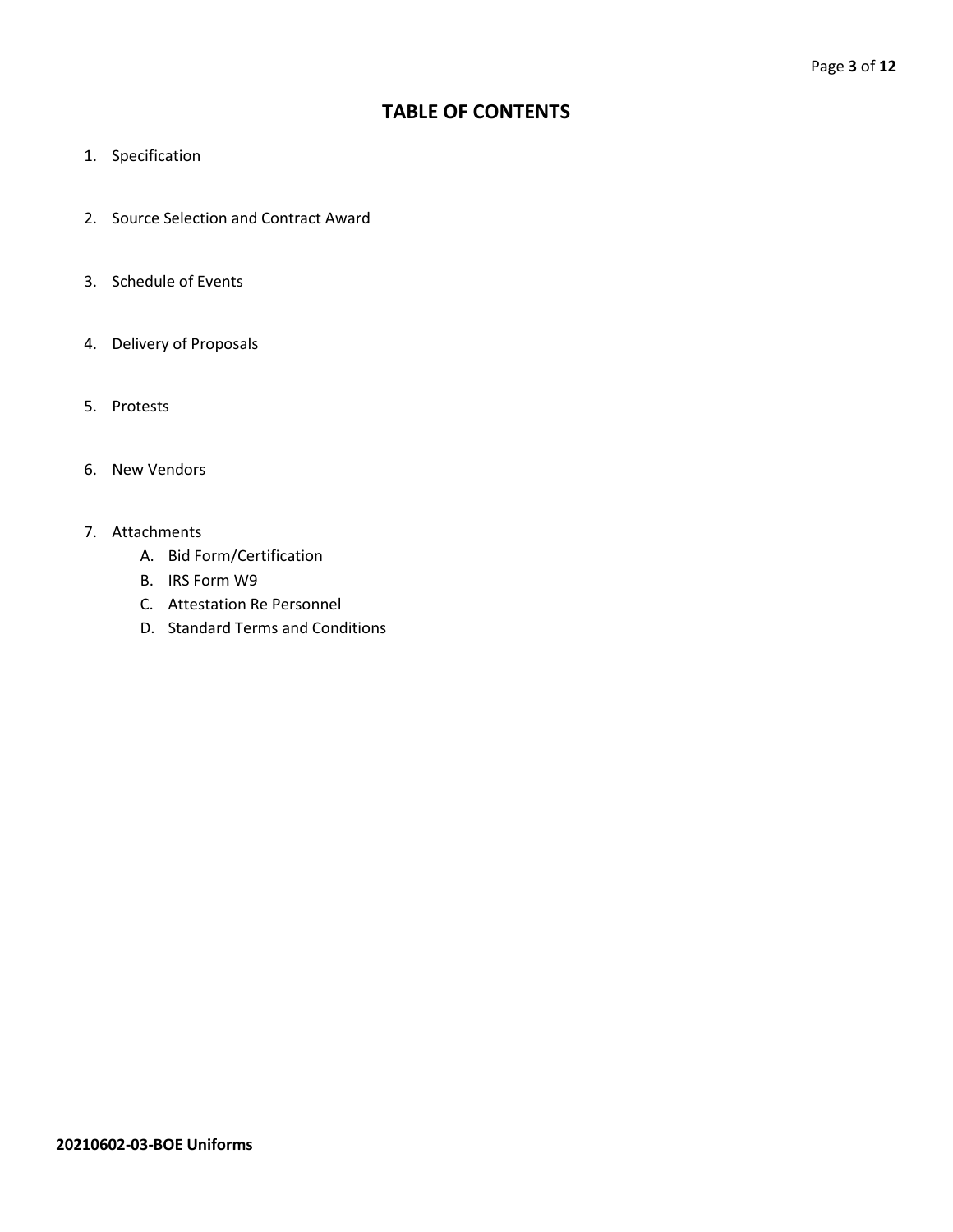# TABLE OF CONTENTS

1. Specification
2. Source Selection and Contract Award
3. Schedule of Events
4. Delivery of Proposals
5. Protests
6. New Vendors
7. Attachments
   - A. Bid Form/Certification
   - B. IRS Form W9
   - C. Attestation Re Personnel
   - D. Standard Terms and Conditions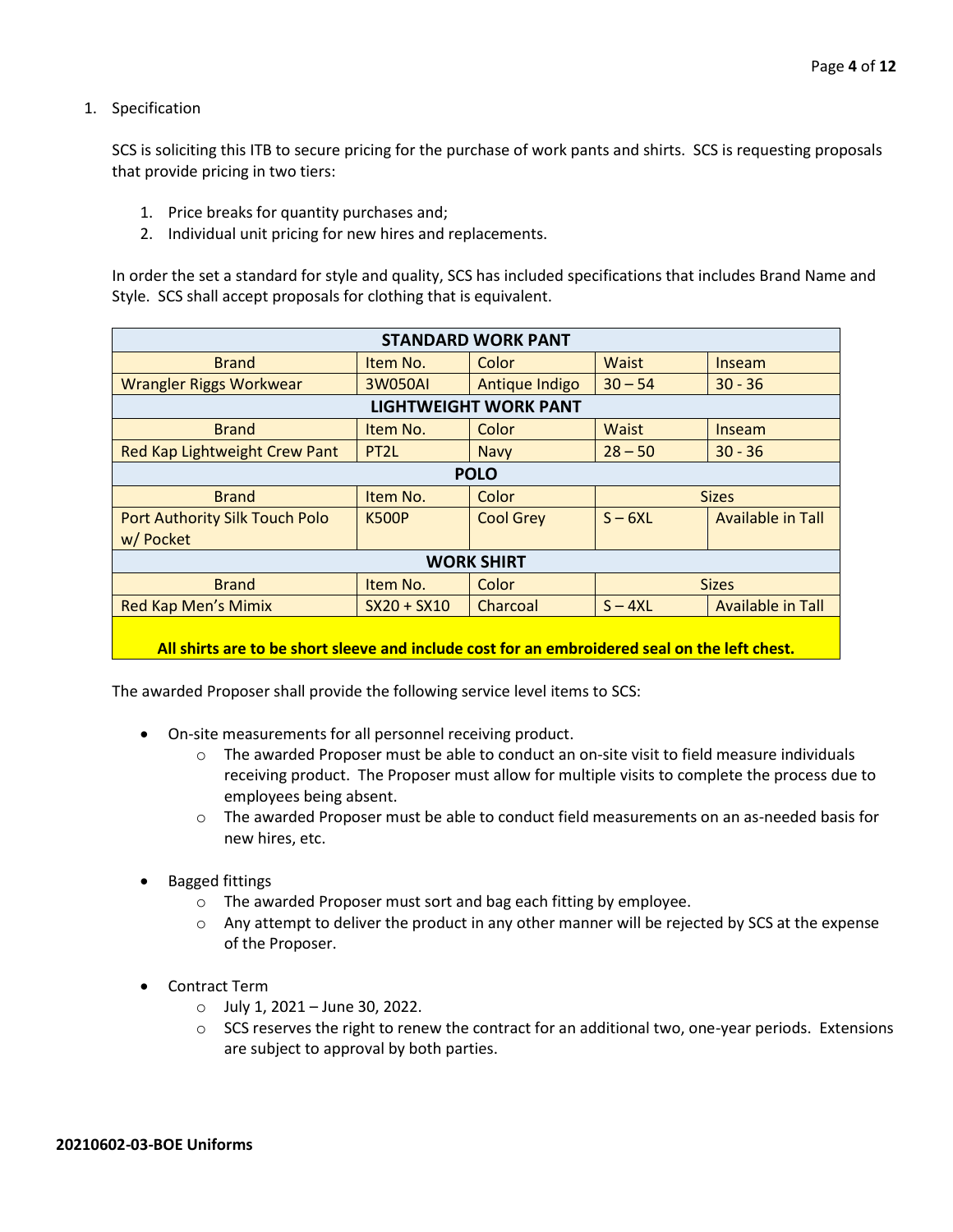1. Specification

SCS is soliciting this ITB to secure pricing for the purchase of work pants and shirts. SCS is requesting proposals that provide pricing in two tiers:

1. Price breaks for quantity purchases and;
2. Individual unit pricing for new hires and replacements.

In order the set a standard for style and quality, SCS has included specifications that includes Brand Name and Style. SCS shall accept proposals for clothing that is equivalent.

| **STANDARD WORK PANT** | | | | |
|---|---|---|---|---|
| Brand | Item No. | Color | Waist | Inseam |
| Wrangler Riggs Workwear | 3W050AI | Antique Indigo | 30 – 54 | 30 - 36 |
| **LIGHTWEIGHT WORK PANT** | | | | |
| Brand | Item No. | Color | Waist | Inseam |
| Red Kap Lightweight Crew Pant | PT2L | Navy | 28 – 50 | 30 - 36 |
| **POLO** | | | | |
| Brand | Item No. | Color | Sizes | |
| Port Authority Silk Touch Polo w/ Pocket | K500P | Cool Grey | S – 6XL | Available in Tall |
| **WORK SHIRT** | | | | |
| Brand | Item No. | Color | Sizes | |
| Red Kap Men's Mimix | SX20 + SX10 | Charcoal | S – 4XL | Available in Tall |
| **All shirts are to be short sleeve and include cost for an embroidered seal on the left chest.** | | | | |

The awarded Proposer shall provide the following service level items to SCS:

- On-site measurements for all personnel receiving product.
  - The awarded Proposer must be able to conduct an on-site visit to field measure individuals receiving product. The Proposer must allow for multiple visits to complete the process due to employees being absent.
  - The awarded Proposer must be able to conduct field measurements on an as-needed basis for new hires, etc.
- Bagged fittings
  - The awarded Proposer must sort and bag each fitting by employee.
  - Any attempt to deliver the product in any other manner will be rejected by SCS at the expense of the Proposer.
- Contract Term
  - July 1, 2021 – June 30, 2022.
  - SCS reserves the right to renew the contract for an additional two, one-year periods. Extensions are subject to approval by both parties.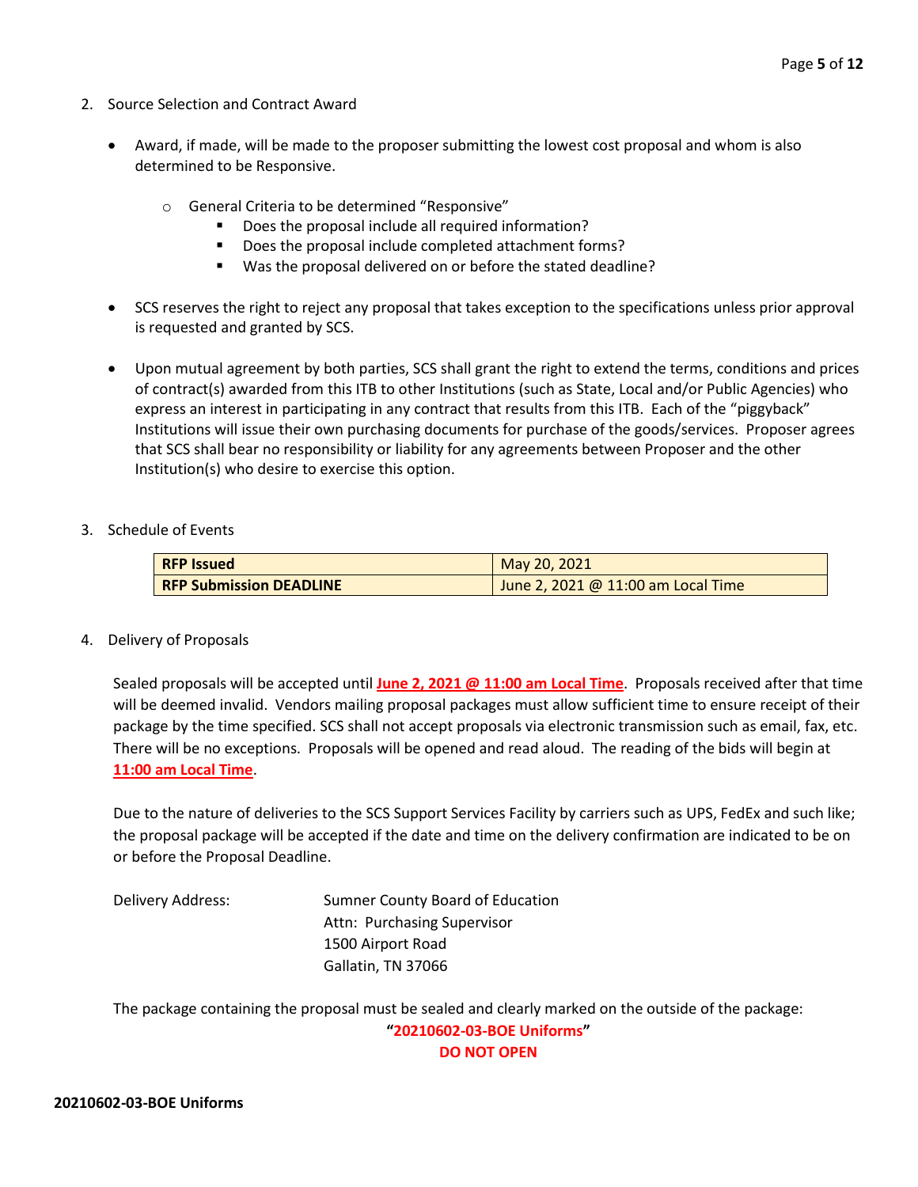2. Source Selection and Contract Award

- Award, if made, will be made to the proposer submitting the lowest cost proposal and whom is also determined to be Responsive.
  - General Criteria to be determined "Responsive"
    - Does the proposal include all required information?
    - Does the proposal include completed attachment forms?
    - Was the proposal delivered on or before the stated deadline?

- SCS reserves the right to reject any proposal that takes exception to the specifications unless prior approval is requested and granted by SCS.

- Upon mutual agreement by both parties, SCS shall grant the right to extend the terms, conditions and prices of contract(s) awarded from this ITB to other Institutions (such as State, Local and/or Public Agencies) who express an interest in participating in any contract that results from this ITB. Each of the "piggyback" Institutions will issue their own purchasing documents for purchase of the goods/services. Proposer agrees that SCS shall bear no responsibility or liability for any agreements between Proposer and the other Institution(s) who desire to exercise this option.

3. Schedule of Events

| **RFP Issued** | May 20, 2021 |
|---|---|
| **RFP Submission DEADLINE** | June 2, 2021 @ 11:00 am Local Time |

4. Delivery of Proposals

Sealed proposals will be accepted until **June 2, 2021 @ 11:00 am Local Time**. Proposals received after that time will be deemed invalid. Vendors mailing proposal packages must allow sufficient time to ensure receipt of their package by the time specified. SCS shall not accept proposals via electronic transmission such as email, fax, etc. There will be no exceptions. Proposals will be opened and read aloud. The reading of the bids will begin at **11:00 am Local Time**.

Due to the nature of deliveries to the SCS Support Services Facility by carriers such as UPS, FedEx and such like; the proposal package will be accepted if the date and time on the delivery confirmation are indicated to be on or before the Proposal Deadline.

Delivery Address:

Sumner County Board of Education
Attn: Purchasing Supervisor
1500 Airport Road
Gallatin, TN 37066

The package containing the proposal must be sealed and clearly marked on the outside of the package:

**"20210602-03-BOE Uniforms"**
**DO NOT OPEN**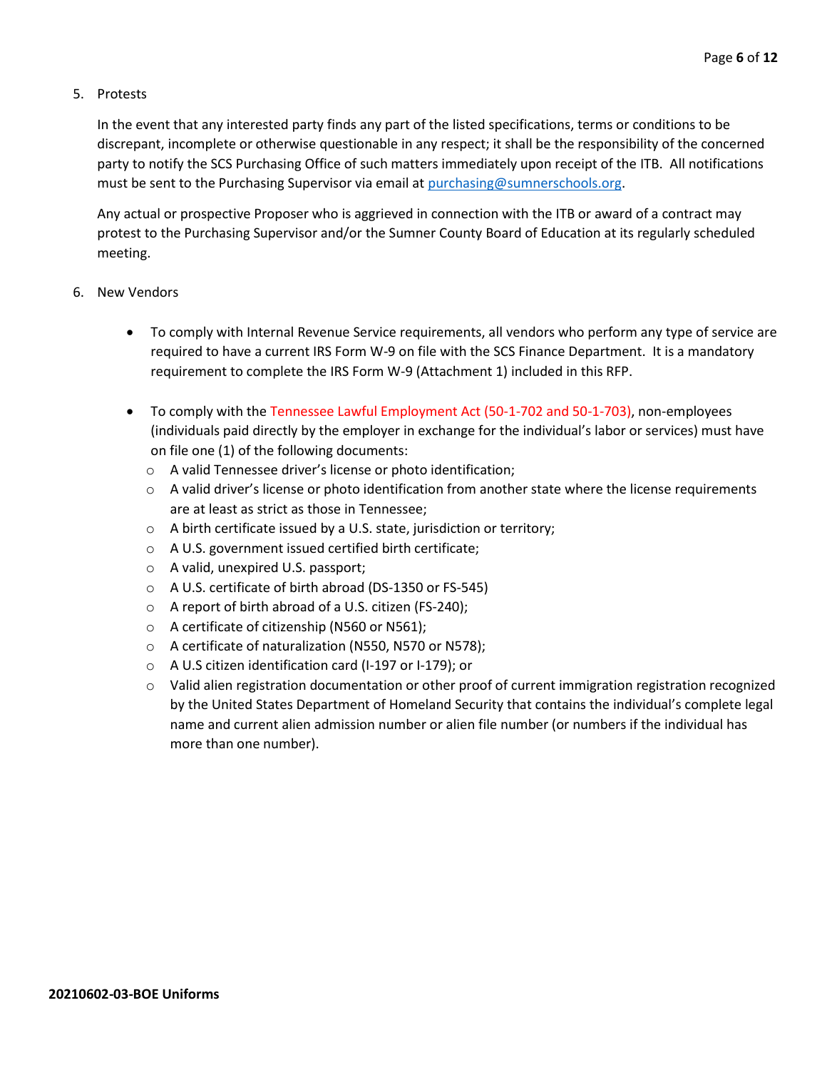5. Protests

   In the event that any interested party finds any part of the listed specifications, terms or conditions to be discrepant, incomplete or otherwise questionable in any respect; it shall be the responsibility of the concerned party to notify the SCS Purchasing Office of such matters immediately upon receipt of the ITB. All notifications must be sent to the Purchasing Supervisor via email at purchasing@sumnerschools.org.

   Any actual or prospective Proposer who is aggrieved in connection with the ITB or award of a contract may protest to the Purchasing Supervisor and/or the Sumner County Board of Education at its regularly scheduled meeting.

6. New Vendors

   - To comply with Internal Revenue Service requirements, all vendors who perform any type of service are required to have a current IRS Form W-9 on file with the SCS Finance Department. It is a mandatory requirement to complete the IRS Form W-9 (Attachment 1) included in this RFP.

   - To comply with the Tennessee Lawful Employment Act (50-1-702 and 50-1-703), non-employees (individuals paid directly by the employer in exchange for the individual's labor or services) must have on file one (1) of the following documents:
     - A valid Tennessee driver's license or photo identification;
     - A valid driver's license or photo identification from another state where the license requirements are at least as strict as those in Tennessee;
     - A birth certificate issued by a U.S. state, jurisdiction or territory;
     - A U.S. government issued certified birth certificate;
     - A valid, unexpired U.S. passport;
     - A U.S. certificate of birth abroad (DS-1350 or FS-545)
     - A report of birth abroad of a U.S. citizen (FS-240);
     - A certificate of citizenship (N560 or N561);
     - A certificate of naturalization (N550, N570 or N578);
     - A U.S citizen identification card (I-197 or I-179); or
     - Valid alien registration documentation or other proof of current immigration registration recognized by the United States Department of Homeland Security that contains the individual's complete legal name and current alien admission number or alien file number (or numbers if the individual has more than one number).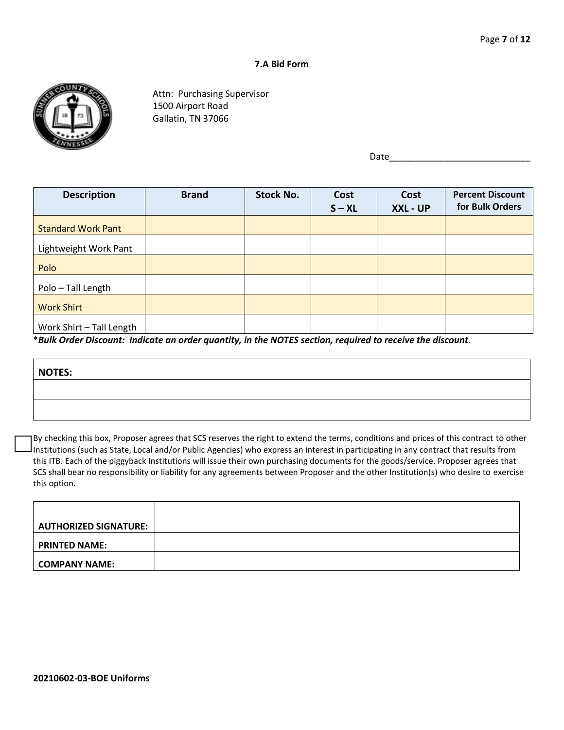## 7.A Bid Form

Attn: Purchasing Supervisor
1500 Airport Road
Gallatin, TN 37066

Date____________________________

| Description | Brand | Stock No. | Cost S – XL | Cost XXL - UP | Percent Discount for Bulk Orders |
|---|---|---|---|---|---|
| Standard Work Pant | | | | | |
| Lightweight Work Pant | | | | | |
| Polo | | | | | |
| Polo – Tall Length | | | | | |
| Work Shirt | | | | | |
| Work Shirt – Tall Length | | | | | |

****Bulk Order Discount: Indicate an order quantity, in the NOTES section, required to receive the discount***.

| NOTES: |
|---|
| |
| |

☐ By checking this box, Proposer agrees that SCS reserves the right to extend the terms, conditions and prices of this contract to other Institutions (such as State, Local and/or Public Agencies) who express an interest in participating in any contract that results from this ITB. Each of the piggyback Institutions will issue their own purchasing documents for the goods/service. Proposer agrees that SCS shall bear no responsibility or liability for any agreements between Proposer and the other Institution(s) who desire to exercise this option.

| | |
|---|---|
| **AUTHORIZED SIGNATURE:** | |
| **PRINTED NAME:** | |
| **COMPANY NAME:** | |

**20210602-03-BOE Uniforms**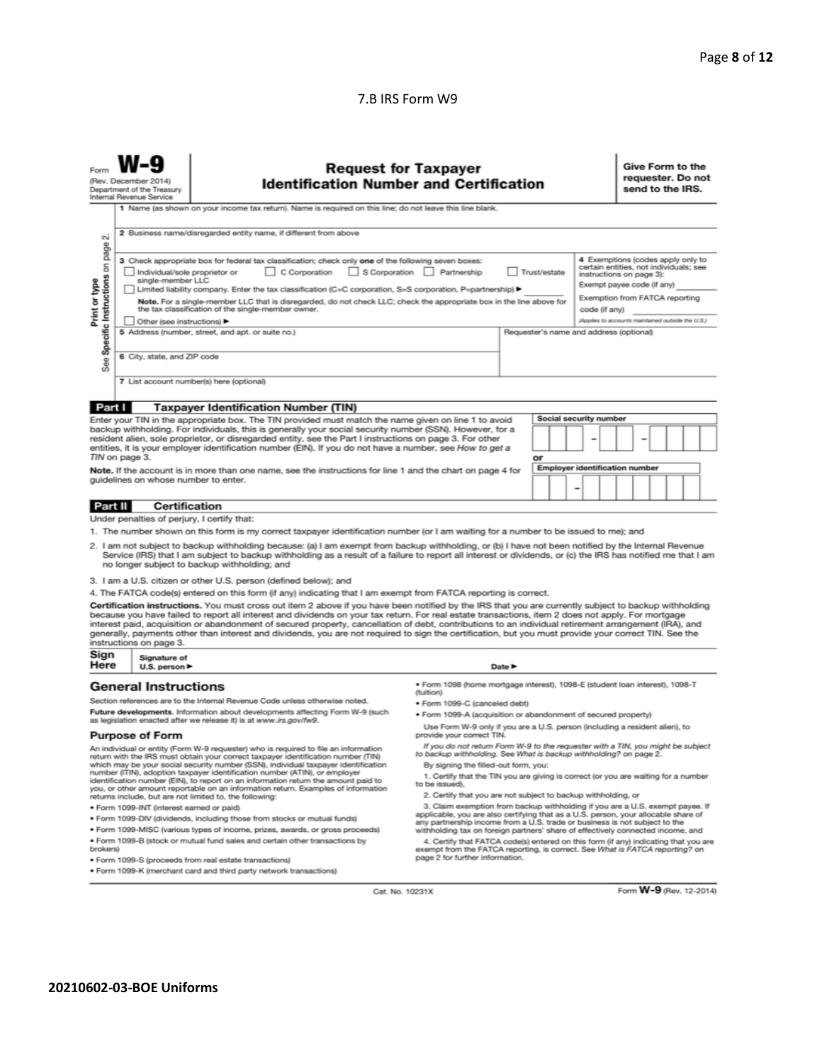7.B IRS Form W9

Form **W-9**
(Rev. December 2014)
Department of the Treasury
Internal Revenue Service

# Request for Taxpayer Identification Number and Certification

**Give Form to the requester. Do not send to the IRS.**

Print or type
See Specific Instructions on page 2.

1 Name (as shown on your income tax return). Name is required on this line; do not leave this line blank.

2 Business name/disregarded entity name, if different from above

3 Check appropriate box for federal tax classification; check only **one** of the following seven boxes:
☐ Individual/sole proprietor or single-member LLC ☐ C Corporation ☐ S Corporation ☐ Partnership ☐ Trust/estate
☐ Limited liability company. Enter the tax classification (C=C corporation, S=S corporation, P=partnership) ▶ ________
**Note.** For a single-member LLC that is disregarded, do not check LLC; check the appropriate box in the line above for the tax classification of the single-member owner.
☐ Other (see instructions) ▶

4 Exemptions (codes apply only to certain entities, not individuals; see instructions on page 3):
Exempt payee code (if any) ________
Exemption from FATCA reporting code (if any) ________
*(Applies to accounts maintained outside the U.S.)*

5 Address (number, street, and apt. or suite no.)

Requester's name and address (optional)

6 City, state, and ZIP code

7 List account number(s) here (optional)

## Part I Taxpayer Identification Number (TIN)

Enter your TIN in the appropriate box. The TIN provided must match the name given on line 1 to avoid backup withholding. For individuals, this is generally your social security number (SSN). However, for a resident alien, sole proprietor, or disregarded entity, see the Part I instructions on page 3. For other entities, it is your employer identification number (EIN). If you do not have a number, see *How to get a TIN* on page 3.

**Note.** If the account is in more than one name, see the instructions for line 1 and the chart on page 4 for guidelines on whose number to enter.

**Social security number**
☐☐☐ – ☐☐ – ☐☐☐☐

or

**Employer identification number**
☐☐ – ☐☐☐☐☐☐☐

## Part II Certification

Under penalties of perjury, I certify that:

1. The number shown on this form is my correct taxpayer identification number (or I am waiting for a number to be issued to me); and
2. I am not subject to backup withholding because: (a) I am exempt from backup withholding, or (b) I have not been notified by the Internal Revenue Service (IRS) that I am subject to backup withholding as a result of a failure to report all interest or dividends, or (c) the IRS has notified me that I am no longer subject to backup withholding; and
3. I am a U.S. citizen or other U.S. person (defined below); and
4. The FATCA code(s) entered on this form (if any) indicating that I am exempt from FATCA reporting is correct.

**Certification instructions.** You must cross out item 2 above if you have been notified by the IRS that you are currently subject to backup withholding because you have failed to report all interest and dividends on your tax return. For real estate transactions, item 2 does not apply. For mortgage interest paid, acquisition or abandonment of secured property, cancellation of debt, contributions to an individual retirement arrangement (IRA), and generally, payments other than interest and dividends, you are not required to sign the certification, but you must provide your correct TIN. See the instructions on page 3.

**Sign Here** | Signature of U.S. person ▶ | Date ▶

## General Instructions

Section references are to the Internal Revenue Code unless otherwise noted.

**Future developments.** Information about developments affecting Form W-9 (such as legislation enacted after we release it) is at *www.irs.gov/fw9*.

### Purpose of Form

An individual or entity (Form W-9 requester) who is required to file an information return with the IRS must obtain your correct taxpayer identification number (TIN) which may be your social security number (SSN), individual taxpayer identification number (ITIN), adoption taxpayer identification number (ATIN), or employer identification number (EIN), to report on an information return the amount paid to you, or other amount reportable on an information return. Examples of information returns include, but are not limited to, the following:

- Form 1099-INT (interest earned or paid)
- Form 1099-DIV (dividends, including those from stocks or mutual funds)
- Form 1099-MISC (various types of income, prizes, awards, or gross proceeds)
- Form 1099-B (stock or mutual fund sales and certain other transactions by brokers)
- Form 1099-S (proceeds from real estate transactions)
- Form 1099-K (merchant card and third party network transactions)
- Form 1098 (home mortgage interest), 1098-E (student loan interest), 1098-T (tuition)
- Form 1099-C (canceled debt)
- Form 1099-A (acquisition or abandonment of secured property)

Use Form W-9 only if you are a U.S. person (including a resident alien), to provide your correct TIN.

*If you do not return Form W-9 to the requester with a TIN, you might be subject to backup withholding. See What is backup withholding? on page 2.*

By signing the filled-out form, you:

1. Certify that the TIN you are giving is correct (or you are waiting for a number to be issued),
2. Certify that you are not subject to backup withholding, or
3. Claim exemption from backup withholding if you are a U.S. exempt payee. If applicable, you are also certifying that as a U.S. person, your allocable share of any partnership income from a U.S. trade or business is not subject to the withholding tax on foreign partners' share of effectively connected income, and
4. Certify that FATCA code(s) entered on this form (if any) indicating that you are exempt from the FATCA reporting, is correct. See *What is FATCA reporting?* on page 2 for further information.

Cat. No. 10231X

Form **W-9** (Rev. 12-2014)

**20210602-03-BOE Uniforms**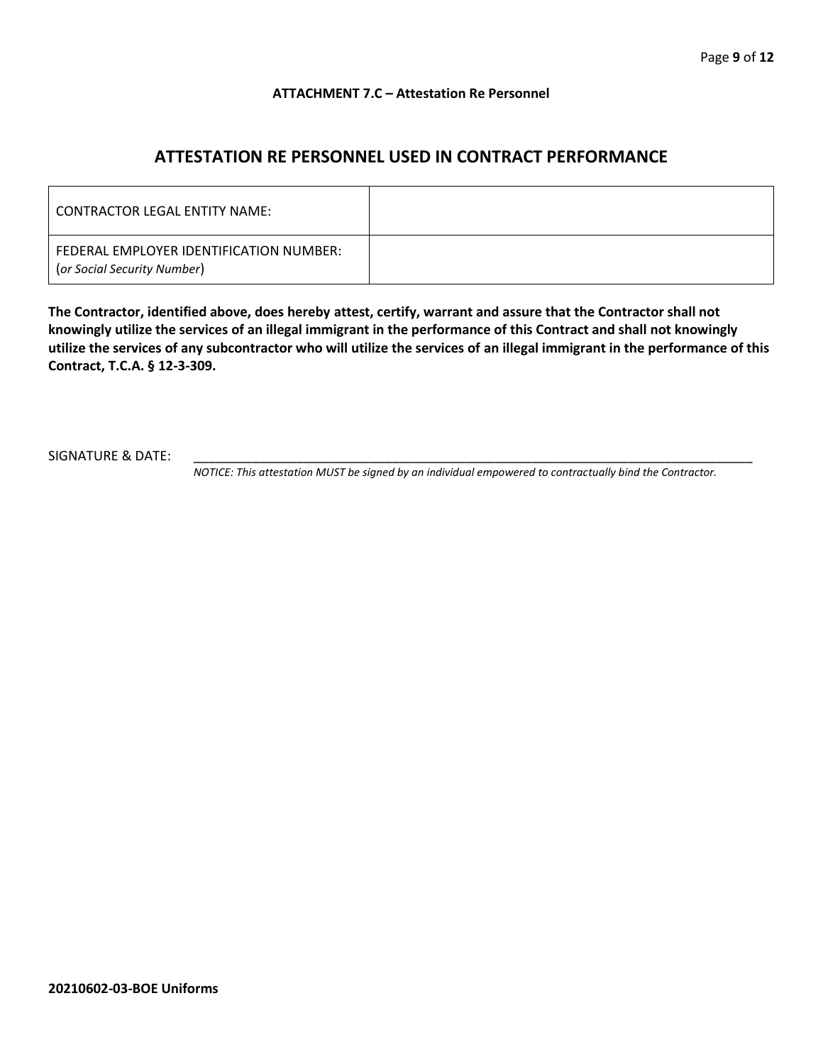**ATTACHMENT 7.C – Attestation Re Personnel**

## ATTESTATION RE PERSONNEL USED IN CONTRACT PERFORMANCE

| CONTRACTOR LEGAL ENTITY NAME: | |
|---|---|
| FEDERAL EMPLOYER IDENTIFICATION NUMBER: (*or Social Security Number*) | |

**The Contractor, identified above, does hereby attest, certify, warrant and assure that the Contractor shall not knowingly utilize the services of an illegal immigrant in the performance of this Contract and shall not knowingly utilize the services of any subcontractor who will utilize the services of an illegal immigrant in the performance of this Contract, T.C.A. § 12-3-309.**

SIGNATURE & DATE: ______________________________________________________________________________

*NOTICE: This attestation MUST be signed by an individual empowered to contractually bind the Contractor.*

**20210602-03-BOE Uniforms**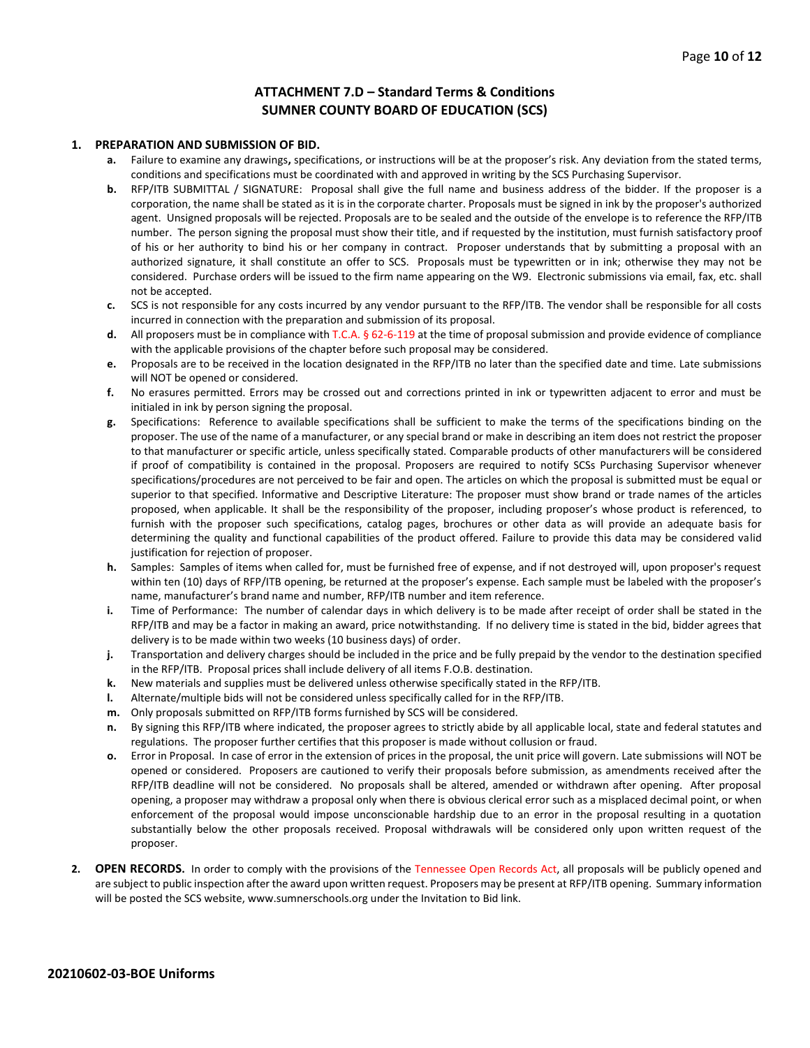## ATTACHMENT 7.D – Standard Terms & Conditions
## SUMNER COUNTY BOARD OF EDUCATION (SCS)

1. **PREPARATION AND SUBMISSION OF BID.**
   - **a.** Failure to examine any drawings**,** specifications, or instructions will be at the proposer's risk. Any deviation from the stated terms, conditions and specifications must be coordinated with and approved in writing by the SCS Purchasing Supervisor.
   - **b.** RFP/ITB SUBMITTAL / SIGNATURE: Proposal shall give the full name and business address of the bidder. If the proposer is a corporation, the name shall be stated as it is in the corporate charter. Proposals must be signed in ink by the proposer's authorized agent. Unsigned proposals will be rejected. Proposals are to be sealed and the outside of the envelope is to reference the RFP/ITB number. The person signing the proposal must show their title, and if requested by the institution, must furnish satisfactory proof of his or her authority to bind his or her company in contract. Proposer understands that by submitting a proposal with an authorized signature, it shall constitute an offer to SCS. Proposals must be typewritten or in ink; otherwise they may not be considered. Purchase orders will be issued to the firm name appearing on the W9. Electronic submissions via email, fax, etc. shall not be accepted.
   - **c.** SCS is not responsible for any costs incurred by any vendor pursuant to the RFP/ITB. The vendor shall be responsible for all costs incurred in connection with the preparation and submission of its proposal.
   - **d.** All proposers must be in compliance with T.C.A. § 62-6-119 at the time of proposal submission and provide evidence of compliance with the applicable provisions of the chapter before such proposal may be considered.
   - **e.** Proposals are to be received in the location designated in the RFP/ITB no later than the specified date and time. Late submissions will NOT be opened or considered.
   - **f.** No erasures permitted. Errors may be crossed out and corrections printed in ink or typewritten adjacent to error and must be initialed in ink by person signing the proposal.
   - **g.** Specifications: Reference to available specifications shall be sufficient to make the terms of the specifications binding on the proposer. The use of the name of a manufacturer, or any special brand or make in describing an item does not restrict the proposer to that manufacturer or specific article, unless specifically stated. Comparable products of other manufacturers will be considered if proof of compatibility is contained in the proposal. Proposers are required to notify SCSs Purchasing Supervisor whenever specifications/procedures are not perceived to be fair and open. The articles on which the proposal is submitted must be equal or superior to that specified. Informative and Descriptive Literature: The proposer must show brand or trade names of the articles proposed, when applicable. It shall be the responsibility of the proposer, including proposer's whose product is referenced, to furnish with the proposer such specifications, catalog pages, brochures or other data as will provide an adequate basis for determining the quality and functional capabilities of the product offered. Failure to provide this data may be considered valid justification for rejection of proposer.
   - **h.** Samples: Samples of items when called for, must be furnished free of expense, and if not destroyed will, upon proposer's request within ten (10) days of RFP/ITB opening, be returned at the proposer's expense. Each sample must be labeled with the proposer's name, manufacturer's brand name and number, RFP/ITB number and item reference.
   - **i.** Time of Performance: The number of calendar days in which delivery is to be made after receipt of order shall be stated in the RFP/ITB and may be a factor in making an award, price notwithstanding. If no delivery time is stated in the bid, bidder agrees that delivery is to be made within two weeks (10 business days) of order.
   - **j.** Transportation and delivery charges should be included in the price and be fully prepaid by the vendor to the destination specified in the RFP/ITB. Proposal prices shall include delivery of all items F.O.B. destination.
   - **k.** New materials and supplies must be delivered unless otherwise specifically stated in the RFP/ITB.
   - **l.** Alternate/multiple bids will not be considered unless specifically called for in the RFP/ITB.
   - **m.** Only proposals submitted on RFP/ITB forms furnished by SCS will be considered.
   - **n.** By signing this RFP/ITB where indicated, the proposer agrees to strictly abide by all applicable local, state and federal statutes and regulations. The proposer further certifies that this proposer is made without collusion or fraud.
   - **o.** Error in Proposal. In case of error in the extension of prices in the proposal, the unit price will govern. Late submissions will NOT be opened or considered. Proposers are cautioned to verify their proposals before submission, as amendments received after the RFP/ITB deadline will not be considered. No proposals shall be altered, amended or withdrawn after opening. After proposal opening, a proposer may withdraw a proposal only when there is obvious clerical error such as a misplaced decimal point, or when enforcement of the proposal would impose unconscionable hardship due to an error in the proposal resulting in a quotation substantially below the other proposals received. Proposal withdrawals will be considered only upon written request of the proposer.

2. **OPEN RECORDS.** In order to comply with the provisions of the Tennessee Open Records Act, all proposals will be publicly opened and are subject to public inspection after the award upon written request. Proposers may be present at RFP/ITB opening. Summary information will be posted the SCS website, www.sumnerschools.org under the Invitation to Bid link.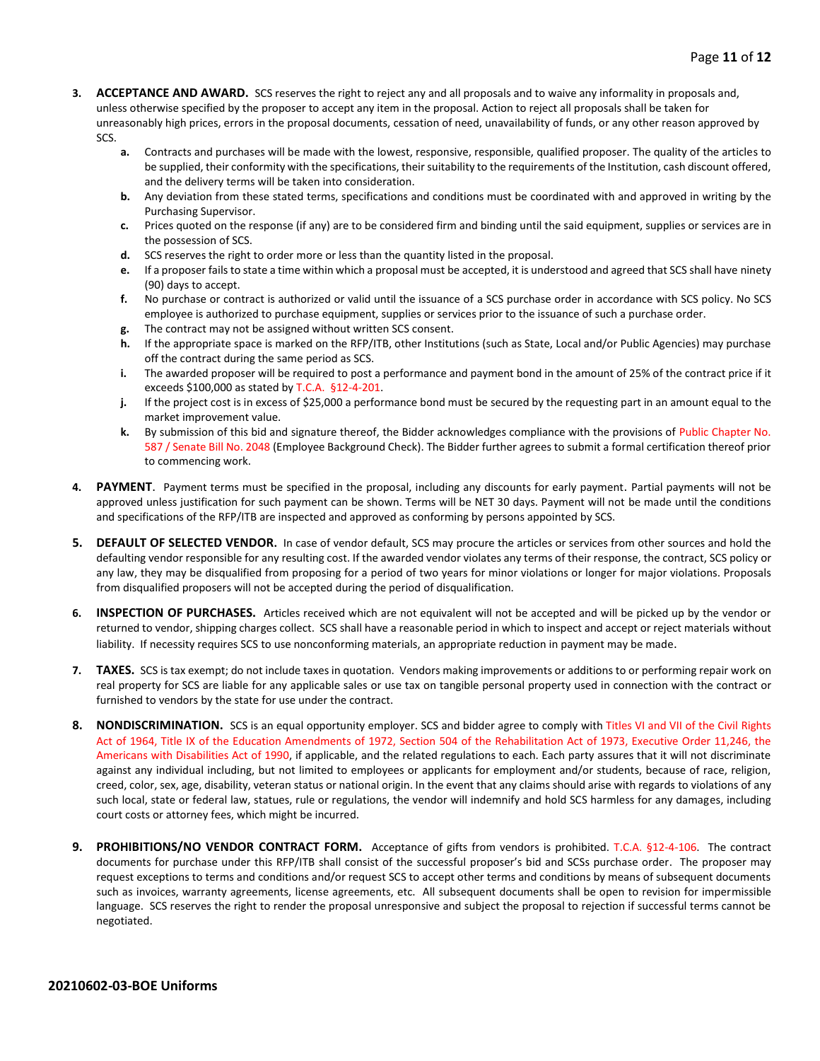3. **ACCEPTANCE AND AWARD.** SCS reserves the right to reject any and all proposals and to waive any informality in proposals and, unless otherwise specified by the proposer to accept any item in the proposal. Action to reject all proposals shall be taken for unreasonably high prices, errors in the proposal documents, cessation of need, unavailability of funds, or any other reason approved by SCS.
    - **a.** Contracts and purchases will be made with the lowest, responsive, responsible, qualified proposer. The quality of the articles to be supplied, their conformity with the specifications, their suitability to the requirements of the Institution, cash discount offered, and the delivery terms will be taken into consideration.
    - **b.** Any deviation from these stated terms, specifications and conditions must be coordinated with and approved in writing by the Purchasing Supervisor.
    - **c.** Prices quoted on the response (if any) are to be considered firm and binding until the said equipment, supplies or services are in the possession of SCS.
    - **d.** SCS reserves the right to order more or less than the quantity listed in the proposal.
    - **e.** If a proposer fails to state a time within which a proposal must be accepted, it is understood and agreed that SCS shall have ninety (90) days to accept.
    - **f.** No purchase or contract is authorized or valid until the issuance of a SCS purchase order in accordance with SCS policy. No SCS employee is authorized to purchase equipment, supplies or services prior to the issuance of such a purchase order.
    - **g.** The contract may not be assigned without written SCS consent.
    - **h.** If the appropriate space is marked on the RFP/ITB, other Institutions (such as State, Local and/or Public Agencies) may purchase off the contract during the same period as SCS.
    - **i.** The awarded proposer will be required to post a performance and payment bond in the amount of 25% of the contract price if it exceeds $100,000 as stated by T.C.A. §12-4-201.
    - **j.** If the project cost is in excess of $25,000 a performance bond must be secured by the requesting part in an amount equal to the market improvement value.
    - **k.** By submission of this bid and signature thereof, the Bidder acknowledges compliance with the provisions of Public Chapter No. 587 / Senate Bill No. 2048 (Employee Background Check). The Bidder further agrees to submit a formal certification thereof prior to commencing work.

4. **PAYMENT**. Payment terms must be specified in the proposal, including any discounts for early payment. Partial payments will not be approved unless justification for such payment can be shown. Terms will be NET 30 days. Payment will not be made until the conditions and specifications of the RFP/ITB are inspected and approved as conforming by persons appointed by SCS.

5. **DEFAULT OF SELECTED VENDOR.** In case of vendor default, SCS may procure the articles or services from other sources and hold the defaulting vendor responsible for any resulting cost. If the awarded vendor violates any terms of their response, the contract, SCS policy or any law, they may be disqualified from proposing for a period of two years for minor violations or longer for major violations. Proposals from disqualified proposers will not be accepted during the period of disqualification.

6. **INSPECTION OF PURCHASES.** Articles received which are not equivalent will not be accepted and will be picked up by the vendor or returned to vendor, shipping charges collect. SCS shall have a reasonable period in which to inspect and accept or reject materials without liability. If necessity requires SCS to use nonconforming materials, an appropriate reduction in payment may be made.

7. **TAXES.** SCS is tax exempt; do not include taxes in quotation. Vendors making improvements or additions to or performing repair work on real property for SCS are liable for any applicable sales or use tax on tangible personal property used in connection with the contract or furnished to vendors by the state for use under the contract.

8. **NONDISCRIMINATION.** SCS is an equal opportunity employer. SCS and bidder agree to comply with Titles VI and VII of the Civil Rights Act of 1964, Title IX of the Education Amendments of 1972, Section 504 of the Rehabilitation Act of 1973, Executive Order 11,246, the Americans with Disabilities Act of 1990, if applicable, and the related regulations to each. Each party assures that it will not discriminate against any individual including, but not limited to employees or applicants for employment and/or students, because of race, religion, creed, color, sex, age, disability, veteran status or national origin. In the event that any claims should arise with regards to violations of any such local, state or federal law, statues, rule or regulations, the vendor will indemnify and hold SCS harmless for any damages, including court costs or attorney fees, which might be incurred.

9. **PROHIBITIONS/NO VENDOR CONTRACT FORM.** Acceptance of gifts from vendors is prohibited. T.C.A. §12-4-106. The contract documents for purchase under this RFP/ITB shall consist of the successful proposer's bid and SCSs purchase order. The proposer may request exceptions to terms and conditions and/or request SCS to accept other terms and conditions by means of subsequent documents such as invoices, warranty agreements, license agreements, etc. All subsequent documents shall be open to revision for impermissible language. SCS reserves the right to render the proposal unresponsive and subject the proposal to rejection if successful terms cannot be negotiated.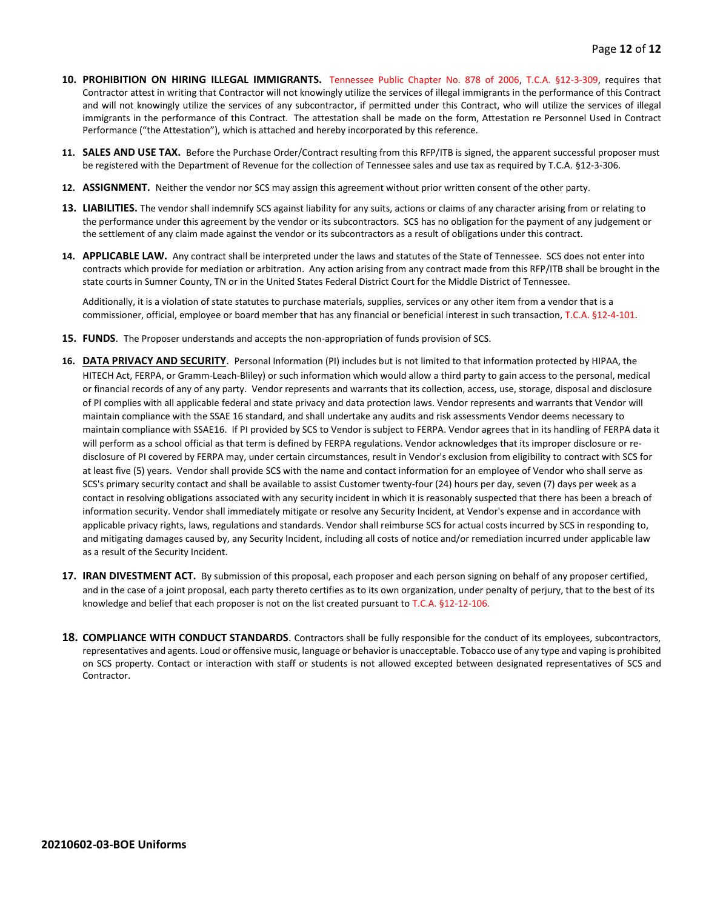10. **PROHIBITION ON HIRING ILLEGAL IMMIGRANTS.** Tennessee Public Chapter No. 878 of 2006, T.C.A. §12-3-309, requires that Contractor attest in writing that Contractor will not knowingly utilize the services of illegal immigrants in the performance of this Contract and will not knowingly utilize the services of any subcontractor, if permitted under this Contract, who will utilize the services of illegal immigrants in the performance of this Contract. The attestation shall be made on the form, Attestation re Personnel Used in Contract Performance ("the Attestation"), which is attached and hereby incorporated by this reference.

11. **SALES AND USE TAX.** Before the Purchase Order/Contract resulting from this RFP/ITB is signed, the apparent successful proposer must be registered with the Department of Revenue for the collection of Tennessee sales and use tax as required by T.C.A. §12-3-306.

12. **ASSIGNMENT.** Neither the vendor nor SCS may assign this agreement without prior written consent of the other party.

13. **LIABILITIES.** The vendor shall indemnify SCS against liability for any suits, actions or claims of any character arising from or relating to the performance under this agreement by the vendor or its subcontractors. SCS has no obligation for the payment of any judgement or the settlement of any claim made against the vendor or its subcontractors as a result of obligations under this contract.

14. **APPLICABLE LAW.** Any contract shall be interpreted under the laws and statutes of the State of Tennessee. SCS does not enter into contracts which provide for mediation or arbitration. Any action arising from any contract made from this RFP/ITB shall be brought in the state courts in Sumner County, TN or in the United States Federal District Court for the Middle District of Tennessee.

    Additionally, it is a violation of state statutes to purchase materials, supplies, services or any other item from a vendor that is a commissioner, official, employee or board member that has any financial or beneficial interest in such transaction, T.C.A. §12-4-101.

15. **FUNDS**. The Proposer understands and accepts the non-appropriation of funds provision of SCS.

16. **DATA PRIVACY AND SECURITY**. Personal Information (PI) includes but is not limited to that information protected by HIPAA, the HITECH Act, FERPA, or Gramm-Leach-Bliley) or such information which would allow a third party to gain access to the personal, medical or financial records of any of any party. Vendor represents and warrants that its collection, access, use, storage, disposal and disclosure of PI complies with all applicable federal and state privacy and data protection laws. Vendor represents and warrants that Vendor will maintain compliance with the SSAE 16 standard, and shall undertake any audits and risk assessments Vendor deems necessary to maintain compliance with SSAE16. If PI provided by SCS to Vendor is subject to FERPA. Vendor agrees that in its handling of FERPA data it will perform as a school official as that term is defined by FERPA regulations. Vendor acknowledges that its improper disclosure or re-disclosure of PI covered by FERPA may, under certain circumstances, result in Vendor's exclusion from eligibility to contract with SCS for at least five (5) years. Vendor shall provide SCS with the name and contact information for an employee of Vendor who shall serve as SCS's primary security contact and shall be available to assist Customer twenty-four (24) hours per day, seven (7) days per week as a contact in resolving obligations associated with any security incident in which it is reasonably suspected that there has been a breach of information security. Vendor shall immediately mitigate or resolve any Security Incident, at Vendor's expense and in accordance with applicable privacy rights, laws, regulations and standards. Vendor shall reimburse SCS for actual costs incurred by SCS in responding to, and mitigating damages caused by, any Security Incident, including all costs of notice and/or remediation incurred under applicable law as a result of the Security Incident.

17. **IRAN DIVESTMENT ACT.** By submission of this proposal, each proposer and each person signing on behalf of any proposer certified, and in the case of a joint proposal, each party thereto certifies as to its own organization, under penalty of perjury, that to the best of its knowledge and belief that each proposer is not on the list created pursuant to T.C.A. §12-12-106.

18. **COMPLIANCE WITH CONDUCT STANDARDS**. Contractors shall be fully responsible for the conduct of its employees, subcontractors, representatives and agents. Loud or offensive music, language or behavior is unacceptable. Tobacco use of any type and vaping is prohibited on SCS property. Contact or interaction with staff or students is not allowed excepted between designated representatives of SCS and Contractor.